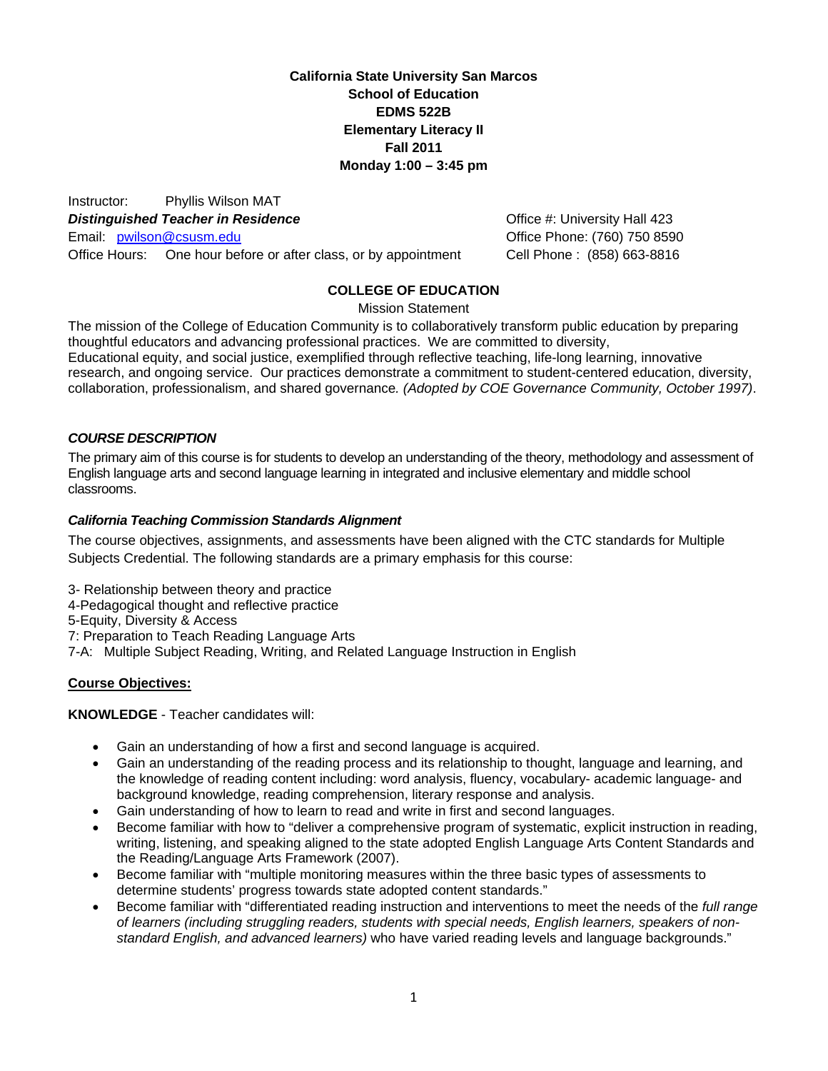**California State University San Marcos**
**School of Education**
**EDMS 522B**
**Elementary Literacy II**
**Fall 2011**
**Monday 1:00 – 3:45 pm**

Instructor: Phyllis Wilson MAT
***Distinguished Teacher in Residence***
Email: pwilson@csusm.edu
Office Hours: One hour before or after class, or by appointment

Office #: University Hall 423
Office Phone: (760) 750 8590
Cell Phone : (858) 663-8816

## COLLEGE OF EDUCATION

Mission Statement

The mission of the College of Education Community is to collaboratively transform public education by preparing thoughtful educators and advancing professional practices. We are committed to diversity, Educational equity, and social justice, exemplified through reflective teaching, life-long learning, innovative research, and ongoing service. Our practices demonstrate a commitment to student-centered education, diversity, collaboration, professionalism, and shared governance*. (Adopted by COE Governance Community, October 1997)*.

### *COURSE DESCRIPTION*

The primary aim of this course is for students to develop an understanding of the theory, methodology and assessment of English language arts and second language learning in integrated and inclusive elementary and middle school classrooms.

#### *California Teaching Commission Standards Alignment*

The course objectives, assignments, and assessments have been aligned with the CTC standards for Multiple Subjects Credential. The following standards are a primary emphasis for this course:

3- Relationship between theory and practice
4-Pedagogical thought and reflective practice
5-Equity, Diversity & Access
7: Preparation to Teach Reading Language Arts
7-A: Multiple Subject Reading, Writing, and Related Language Instruction in English

#### Course Objectives:

**KNOWLEDGE** - Teacher candidates will:

- Gain an understanding of how a first and second language is acquired.
- Gain an understanding of the reading process and its relationship to thought, language and learning, and the knowledge of reading content including: word analysis, fluency, vocabulary- academic language- and background knowledge, reading comprehension, literary response and analysis.
- Gain understanding of how to learn to read and write in first and second languages.
- Become familiar with how to "deliver a comprehensive program of systematic, explicit instruction in reading, writing, listening, and speaking aligned to the state adopted English Language Arts Content Standards and the Reading/Language Arts Framework (2007).
- Become familiar with "multiple monitoring measures within the three basic types of assessments to determine students' progress towards state adopted content standards."
- Become familiar with "differentiated reading instruction and interventions to meet the needs of the *full range of learners (including struggling readers, students with special needs, English learners, speakers of non-standard English, and advanced learners)* who have varied reading levels and language backgrounds."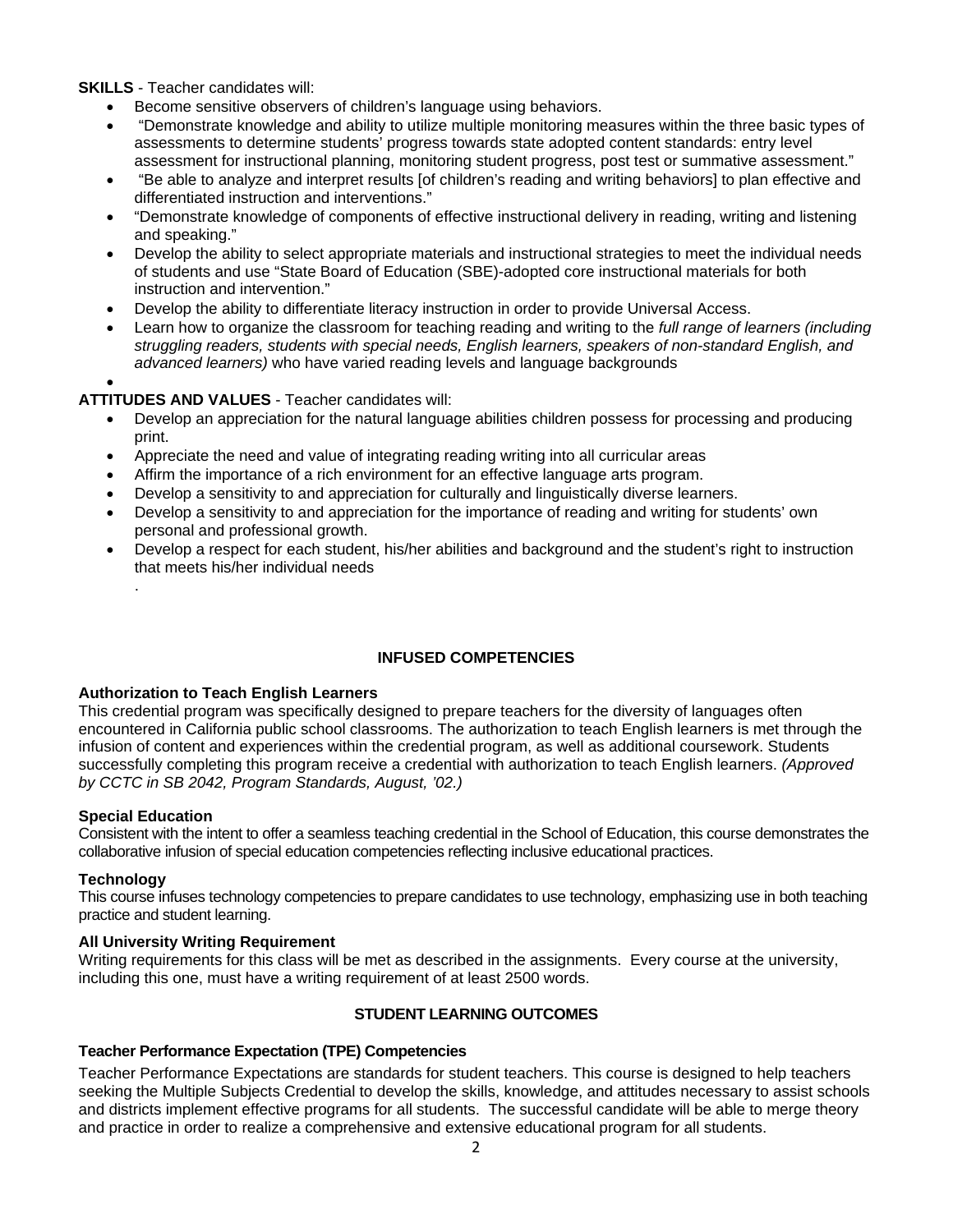**SKILLS** - Teacher candidates will:

- Become sensitive observers of children's language using behaviors.
- "Demonstrate knowledge and ability to utilize multiple monitoring measures within the three basic types of assessments to determine students' progress towards state adopted content standards: entry level assessment for instructional planning, monitoring student progress, post test or summative assessment."
- "Be able to analyze and interpret results [of children's reading and writing behaviors] to plan effective and differentiated instruction and interventions."
- "Demonstrate knowledge of components of effective instructional delivery in reading, writing and listening and speaking."
- Develop the ability to select appropriate materials and instructional strategies to meet the individual needs of students and use "State Board of Education (SBE)-adopted core instructional materials for both instruction and intervention."
- Develop the ability to differentiate literacy instruction in order to provide Universal Access.
- Learn how to organize the classroom for teaching reading and writing to the *full range of learners (including struggling readers, students with special needs, English learners, speakers of non-standard English, and advanced learners)* who have varied reading levels and language backgrounds

**ATTITUDES AND VALUES** - Teacher candidates will:

- Develop an appreciation for the natural language abilities children possess for processing and producing print.
- Appreciate the need and value of integrating reading writing into all curricular areas
- Affirm the importance of a rich environment for an effective language arts program.
- Develop a sensitivity to and appreciation for culturally and linguistically diverse learners.
- Develop a sensitivity to and appreciation for the importance of reading and writing for students' own personal and professional growth.
- Develop a respect for each student, his/her abilities and background and the student's right to instruction that meets his/her individual needs

.

## INFUSED COMPETENCIES

**Authorization to Teach English Learners**

This credential program was specifically designed to prepare teachers for the diversity of languages often encountered in California public school classrooms. The authorization to teach English learners is met through the infusion of content and experiences within the credential program, as well as additional coursework. Students successfully completing this program receive a credential with authorization to teach English learners. *(Approved by CCTC in SB 2042, Program Standards, August, '02.)*

**Special Education**

Consistent with the intent to offer a seamless teaching credential in the School of Education, this course demonstrates the collaborative infusion of special education competencies reflecting inclusive educational practices.

**Technology**

This course infuses technology competencies to prepare candidates to use technology, emphasizing use in both teaching practice and student learning.

**All University Writing Requirement**

Writing requirements for this class will be met as described in the assignments. Every course at the university, including this one, must have a writing requirement of at least 2500 words.

## STUDENT LEARNING OUTCOMES

**Teacher Performance Expectation (TPE) Competencies**

Teacher Performance Expectations are standards for student teachers. This course is designed to help teachers seeking the Multiple Subjects Credential to develop the skills, knowledge, and attitudes necessary to assist schools and districts implement effective programs for all students. The successful candidate will be able to merge theory and practice in order to realize a comprehensive and extensive educational program for all students.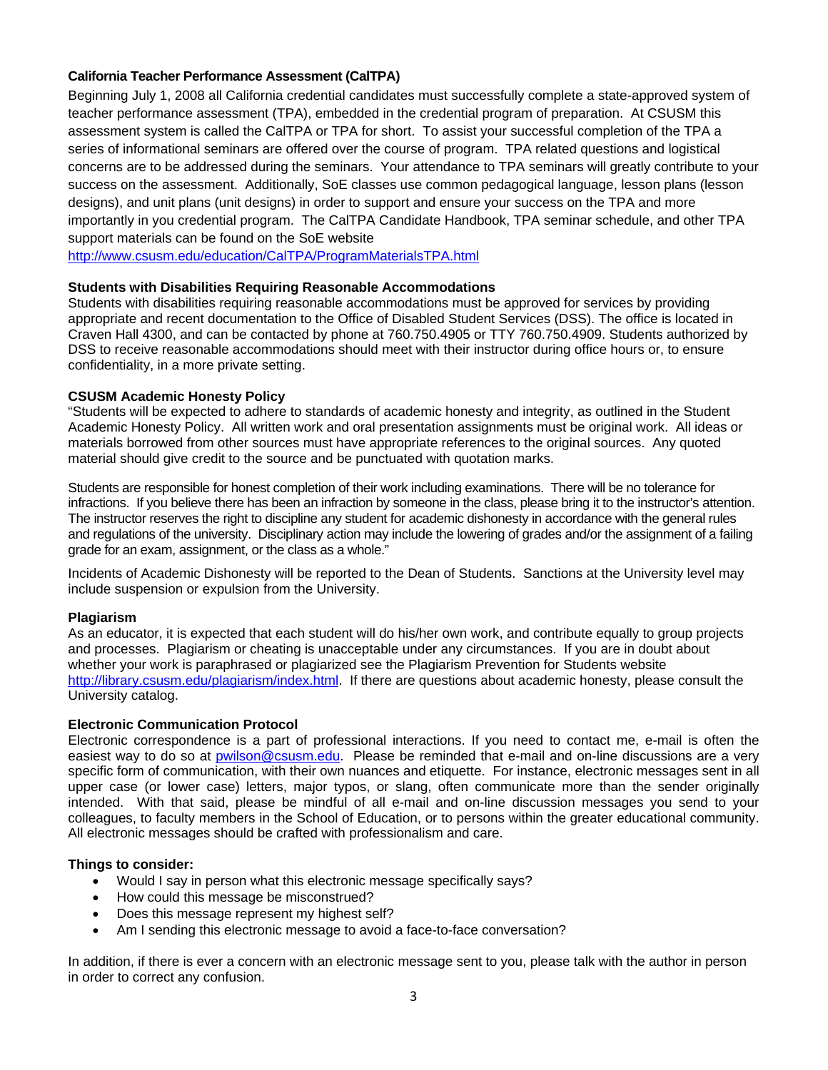**California Teacher Performance Assessment (CalTPA)**

Beginning July 1, 2008 all California credential candidates must successfully complete a state-approved system of teacher performance assessment (TPA), embedded in the credential program of preparation. At CSUSM this assessment system is called the CalTPA or TPA for short. To assist your successful completion of the TPA a series of informational seminars are offered over the course of program. TPA related questions and logistical concerns are to be addressed during the seminars. Your attendance to TPA seminars will greatly contribute to your success on the assessment. Additionally, SoE classes use common pedagogical language, lesson plans (lesson designs), and unit plans (unit designs) in order to support and ensure your success on the TPA and more importantly in you credential program. The CalTPA Candidate Handbook, TPA seminar schedule, and other TPA support materials can be found on the SoE website http://www.csusm.edu/education/CalTPA/ProgramMaterialsTPA.html

**Students with Disabilities Requiring Reasonable Accommodations**

Students with disabilities requiring reasonable accommodations must be approved for services by providing appropriate and recent documentation to the Office of Disabled Student Services (DSS). The office is located in Craven Hall 4300, and can be contacted by phone at 760.750.4905 or TTY 760.750.4909. Students authorized by DSS to receive reasonable accommodations should meet with their instructor during office hours or, to ensure confidentiality, in a more private setting.

**CSUSM Academic Honesty Policy**

"Students will be expected to adhere to standards of academic honesty and integrity, as outlined in the Student Academic Honesty Policy. All written work and oral presentation assignments must be original work. All ideas or materials borrowed from other sources must have appropriate references to the original sources. Any quoted material should give credit to the source and be punctuated with quotation marks.

Students are responsible for honest completion of their work including examinations. There will be no tolerance for infractions. If you believe there has been an infraction by someone in the class, please bring it to the instructor's attention. The instructor reserves the right to discipline any student for academic dishonesty in accordance with the general rules and regulations of the university. Disciplinary action may include the lowering of grades and/or the assignment of a failing grade for an exam, assignment, or the class as a whole."

Incidents of Academic Dishonesty will be reported to the Dean of Students. Sanctions at the University level may include suspension or expulsion from the University.

**Plagiarism**

As an educator, it is expected that each student will do his/her own work, and contribute equally to group projects and processes. Plagiarism or cheating is unacceptable under any circumstances. If you are in doubt about whether your work is paraphrased or plagiarized see the Plagiarism Prevention for Students website http://library.csusm.edu/plagiarism/index.html. If there are questions about academic honesty, please consult the University catalog.

**Electronic Communication Protocol**

Electronic correspondence is a part of professional interactions. If you need to contact me, e-mail is often the easiest way to do so at pwilson@csusm.edu. Please be reminded that e-mail and on-line discussions are a very specific form of communication, with their own nuances and etiquette. For instance, electronic messages sent in all upper case (or lower case) letters, major typos, or slang, often communicate more than the sender originally intended. With that said, please be mindful of all e-mail and on-line discussion messages you send to your colleagues, to faculty members in the School of Education, or to persons within the greater educational community. All electronic messages should be crafted with professionalism and care.

**Things to consider:**

- Would I say in person what this electronic message specifically says?
- How could this message be misconstrued?
- Does this message represent my highest self?
- Am I sending this electronic message to avoid a face-to-face conversation?

In addition, if there is ever a concern with an electronic message sent to you, please talk with the author in person in order to correct any confusion.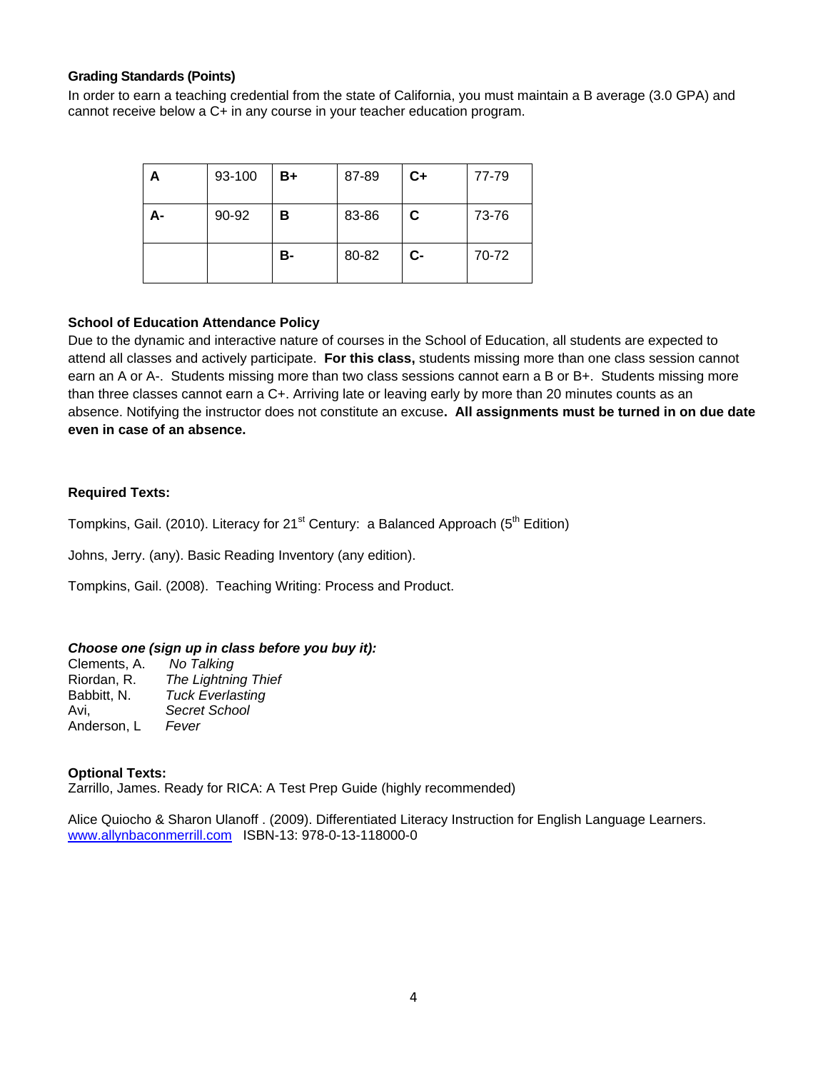### Grading Standards (Points)

In order to earn a teaching credential from the state of California, you must maintain a B average (3.0 GPA) and cannot receive below a C+ in any course in your teacher education program.

| A | 93-100 | B+ | 87-89 | C+ | 77-79 |
|---|---|---|---|---|---|
| A- | 90-92 | B | 83-86 | C | 73-76 |
| | | B- | 80-82 | C- | 70-72 |

### School of Education Attendance Policy

Due to the dynamic and interactive nature of courses in the School of Education, all students are expected to attend all classes and actively participate. **For this class,** students missing more than one class session cannot earn an A or A-. Students missing more than two class sessions cannot earn a B or B+. Students missing more than three classes cannot earn a C+. Arriving late or leaving early by more than 20 minutes counts as an absence. Notifying the instructor does not constitute an excuse**. All assignments must be turned in on due date even in case of an absence.**

### Required Texts:

Tompkins, Gail. (2010). Literacy for 21st Century: a Balanced Approach (5th Edition)

Johns, Jerry. (any). Basic Reading Inventory (any edition).

Tompkins, Gail. (2008). Teaching Writing: Process and Product.

***Choose one (sign up in class before you buy it):***

Clements, A. *No Talking*
Riordan, R. *The Lightning Thief*
Babbitt, N. *Tuck Everlasting*
Avi, *Secret School*
Anderson, L *Fever*

### Optional Texts:

Zarrillo, James. Ready for RICA: A Test Prep Guide (highly recommended)

Alice Quiocho & Sharon Ulanoff . (2009). Differentiated Literacy Instruction for English Language Learners. www.allynbaconmerrill.com ISBN-13: 978-0-13-118000-0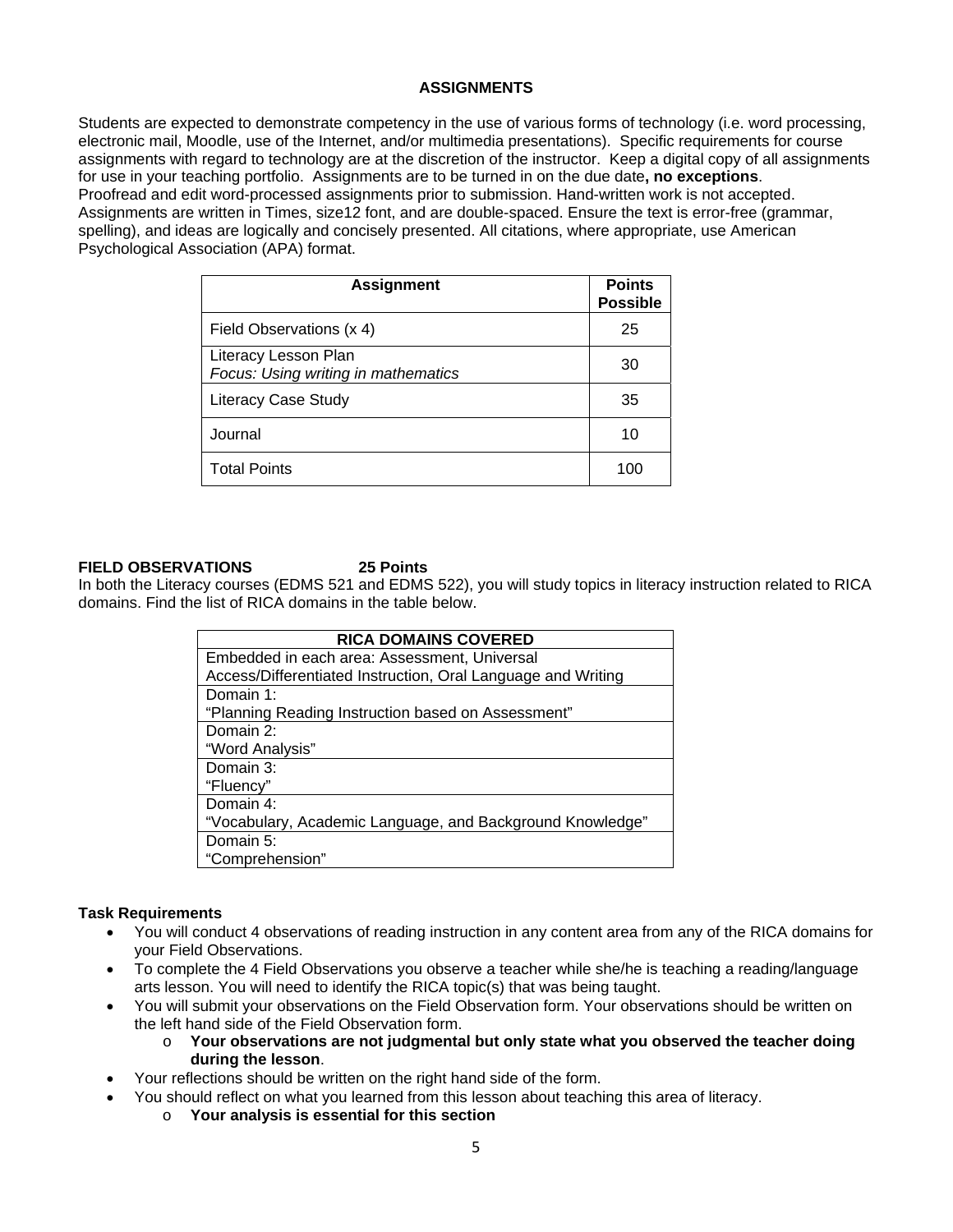## ASSIGNMENTS

Students are expected to demonstrate competency in the use of various forms of technology (i.e. word processing, electronic mail, Moodle, use of the Internet, and/or multimedia presentations). Specific requirements for course assignments with regard to technology are at the discretion of the instructor. Keep a digital copy of all assignments for use in your teaching portfolio. Assignments are to be turned in on the due date**, no exceptions**. Proofread and edit word-processed assignments prior to submission. Hand-written work is not accepted. Assignments are written in Times, size12 font, and are double-spaced. Ensure the text is error-free (grammar, spelling), and ideas are logically and concisely presented. All citations, where appropriate, use American Psychological Association (APA) format.

| **Assignment** | **Points Possible** |
|---|---|
| Field Observations (x 4) | 25 |
| Literacy Lesson Plan<br>*Focus: Using writing in mathematics* | 30 |
| Literacy Case Study | 35 |
| Journal | 10 |
| Total Points | 100 |

**FIELD OBSERVATIONS 25 Points**

In both the Literacy courses (EDMS 521 and EDMS 522), you will study topics in literacy instruction related to RICA domains. Find the list of RICA domains in the table below.

| **RICA DOMAINS COVERED** |
|---|
| Embedded in each area: Assessment, Universal Access/Differentiated Instruction, Oral Language and Writing |
| Domain 1:<br>"Planning Reading Instruction based on Assessment" |
| Domain 2:<br>"Word Analysis" |
| Domain 3:<br>"Fluency" |
| Domain 4:<br>"Vocabulary, Academic Language, and Background Knowledge" |
| Domain 5:<br>"Comprehension" |

**Task Requirements**

- You will conduct 4 observations of reading instruction in any content area from any of the RICA domains for your Field Observations.
- To complete the 4 Field Observations you observe a teacher while she/he is teaching a reading/language arts lesson. You will need to identify the RICA topic(s) that was being taught.
- You will submit your observations on the Field Observation form. Your observations should be written on the left hand side of the Field Observation form.
    - **Your observations are not judgmental but only state what you observed the teacher doing during the lesson**.
- Your reflections should be written on the right hand side of the form.
- You should reflect on what you learned from this lesson about teaching this area of literacy.
    - **Your analysis is essential for this section**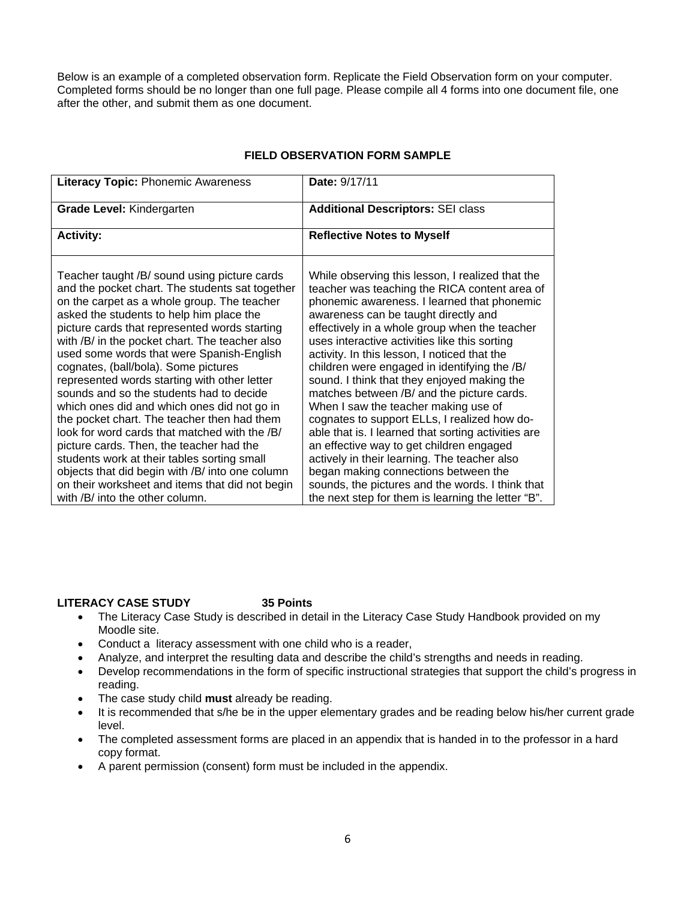Below is an example of a completed observation form. Replicate the Field Observation form on your computer. Completed forms should be no longer than one full page. Please compile all 4 forms into one document file, one after the other, and submit them as one document.

**FIELD OBSERVATION FORM SAMPLE**

| **Literacy Topic:** Phonemic Awareness | **Date:** 9/17/11 |
|---|---|
| **Grade Level:** Kindergarten | **Additional Descriptors:** SEI class |
| **Activity:** | **Reflective Notes to Myself** |
| Teacher taught /B/ sound using picture cards and the pocket chart. The students sat together on the carpet as a whole group. The teacher asked the students to help him place the picture cards that represented words starting with /B/ in the pocket chart. The teacher also used some words that were Spanish-English cognates, (ball/bola). Some pictures represented words starting with other letter sounds and so the students had to decide which ones did and which ones did not go in the pocket chart. The teacher then had them look for word cards that matched with the /B/ picture cards. Then, the teacher had the students work at their tables sorting small objects that did begin with /B/ into one column on their worksheet and items that did not begin with /B/ into the other column. | While observing this lesson, I realized that the teacher was teaching the RICA content area of phonemic awareness. I learned that phonemic awareness can be taught directly and effectively in a whole group when the teacher uses interactive activities like this sorting activity. In this lesson, I noticed that the children were engaged in identifying the /B/ sound. I think that they enjoyed making the matches between /B/ and the picture cards. When I saw the teacher making use of cognates to support ELLs, I realized how do-able that is. I learned that sorting activities are an effective way to get children engaged actively in their learning. The teacher also began making connections between the sounds, the pictures and the words. I think that the next step for them is learning the letter "B". |

**LITERACY CASE STUDY 35 Points**

- The Literacy Case Study is described in detail in the Literacy Case Study Handbook provided on my Moodle site.
- Conduct a literacy assessment with one child who is a reader,
- Analyze, and interpret the resulting data and describe the child's strengths and needs in reading.
- Develop recommendations in the form of specific instructional strategies that support the child's progress in reading.
- The case study child **must** already be reading.
- It is recommended that s/he be in the upper elementary grades and be reading below his/her current grade level.
- The completed assessment forms are placed in an appendix that is handed in to the professor in a hard copy format.
- A parent permission (consent) form must be included in the appendix.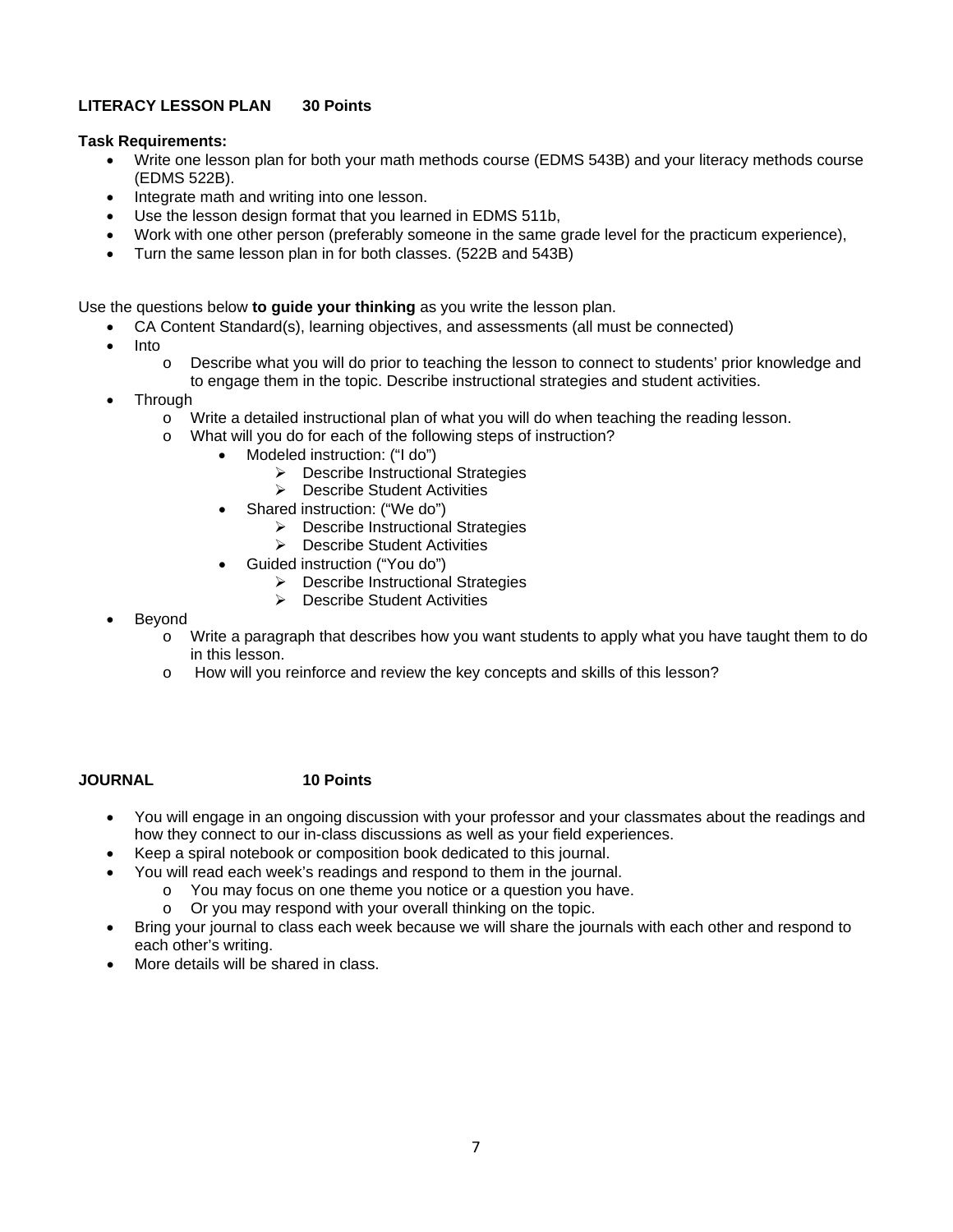**LITERACY LESSON PLAN 30 Points**

**Task Requirements:**

- Write one lesson plan for both your math methods course (EDMS 543B) and your literacy methods course (EDMS 522B).
- Integrate math and writing into one lesson.
- Use the lesson design format that you learned in EDMS 511b,
- Work with one other person (preferably someone in the same grade level for the practicum experience),
- Turn the same lesson plan in for both classes. (522B and 543B)

Use the questions below **to guide your thinking** as you write the lesson plan.

- CA Content Standard(s), learning objectives, and assessments (all must be connected)
- Into
  - Describe what you will do prior to teaching the lesson to connect to students' prior knowledge and to engage them in the topic. Describe instructional strategies and student activities.
- Through
  - Write a detailed instructional plan of what you will do when teaching the reading lesson.
  - What will you do for each of the following steps of instruction?
    - Modeled instruction: ("I do")
      - Describe Instructional Strategies
      - Describe Student Activities
    - Shared instruction: ("We do")
      - Describe Instructional Strategies
      - Describe Student Activities
    - Guided instruction ("You do")
      - Describe Instructional Strategies
      - Describe Student Activities
- Beyond
  - Write a paragraph that describes how you want students to apply what you have taught them to do in this lesson.
  - How will you reinforce and review the key concepts and skills of this lesson?

**JOURNAL 10 Points**

- You will engage in an ongoing discussion with your professor and your classmates about the readings and how they connect to our in-class discussions as well as your field experiences.
- Keep a spiral notebook or composition book dedicated to this journal.
- You will read each week's readings and respond to them in the journal.
  - You may focus on one theme you notice or a question you have.
  - Or you may respond with your overall thinking on the topic.
- Bring your journal to class each week because we will share the journals with each other and respond to each other's writing.
- More details will be shared in class.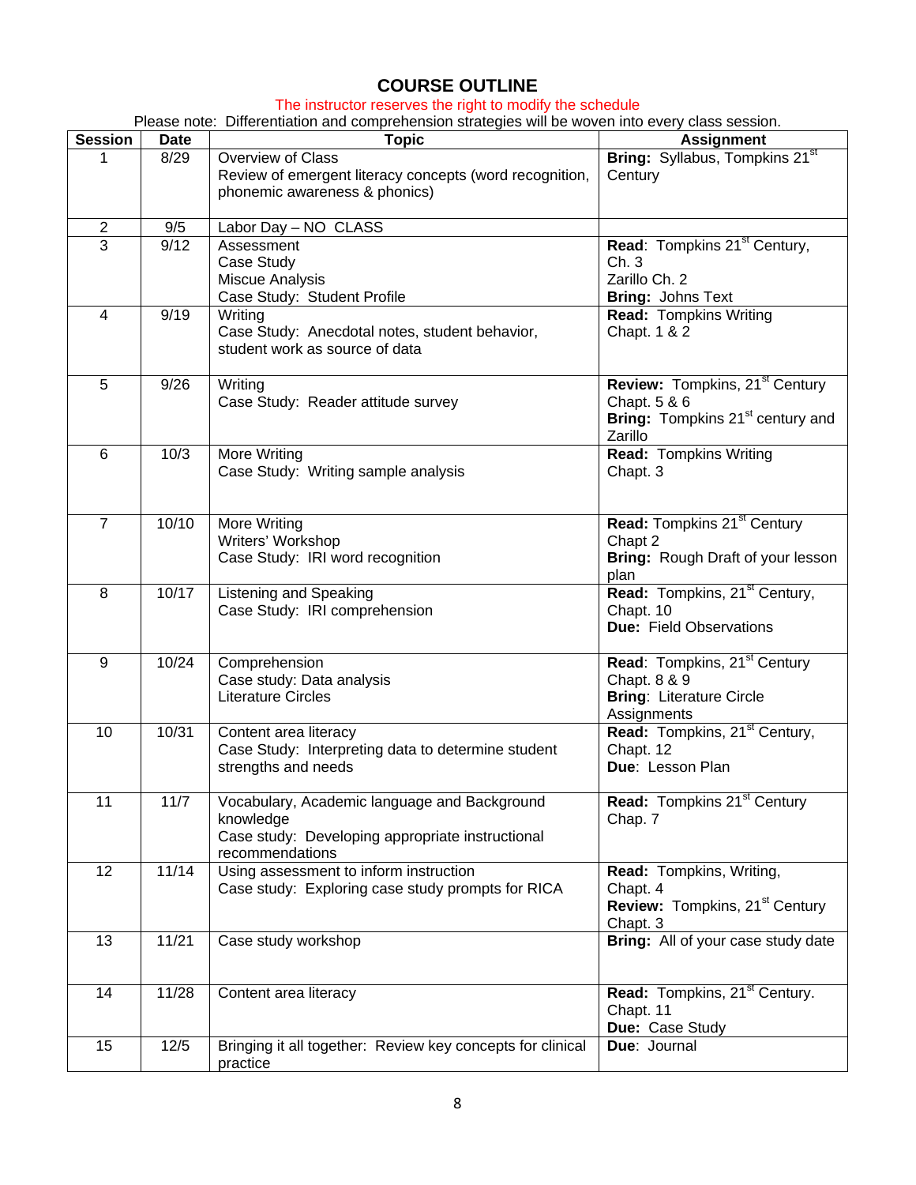# COURSE OUTLINE

The instructor reserves the right to modify the schedule

Please note: Differentiation and comprehension strategies will be woven into every class session.

| Session | Date | Topic | Assignment |
|---|---|---|---|
| 1 | 8/29 | Overview of Class<br>Review of emergent literacy concepts (word recognition, phonemic awareness & phonics) | **Bring:** Syllabus, Tompkins 21st Century |
| 2 | 9/5 | Labor Day – NO CLASS | |
| 3 | 9/12 | Assessment<br>Case Study<br>Miscue Analysis<br>Case Study: Student Profile | **Read**: Tompkins 21st Century, Ch. 3<br>Zarillo Ch. 2<br>**Bring:** Johns Text |
| 4 | 9/19 | Writing<br>Case Study: Anecdotal notes, student behavior, student work as source of data | **Read:** Tompkins Writing Chapt. 1 & 2 |
| 5 | 9/26 | Writing<br>Case Study: Reader attitude survey | **Review:** Tompkins, 21st Century Chapt. 5 & 6<br>**Bring:** Tompkins 21st century and Zarillo |
| 6 | 10/3 | More Writing<br>Case Study: Writing sample analysis | **Read:** Tompkins Writing Chapt. 3 |
| 7 | 10/10 | More Writing<br>Writers' Workshop<br>Case Study: IRI word recognition | **Read:** Tompkins 21st Century Chapt 2<br>**Bring:** Rough Draft of your lesson plan |
| 8 | 10/17 | Listening and Speaking<br>Case Study: IRI comprehension | **Read:** Tompkins, 21st Century, Chapt. 10<br>**Due:** Field Observations |
| 9 | 10/24 | Comprehension<br>Case study: Data analysis<br>Literature Circles | **Read**: Tompkins, 21st Century Chapt. 8 & 9<br>**Bring**: Literature Circle Assignments |
| 10 | 10/31 | Content area literacy<br>Case Study: Interpreting data to determine student strengths and needs | **Read:** Tompkins, 21st Century, Chapt. 12<br>**Due**: Lesson Plan |
| 11 | 11/7 | Vocabulary, Academic language and Background knowledge<br>Case study: Developing appropriate instructional recommendations | **Read:** Tompkins 21st Century Chap. 7 |
| 12 | 11/14 | Using assessment to inform instruction<br>Case study: Exploring case study prompts for RICA | **Read:** Tompkins, Writing, Chapt. 4<br>**Review:** Tompkins, 21st Century Chapt. 3 |
| 13 | 11/21 | Case study workshop | **Bring:** All of your case study date |
| 14 | 11/28 | Content area literacy | **Read:** Tompkins, 21st Century. Chapt. 11<br>**Due:** Case Study |
| 15 | 12/5 | Bringing it all together: Review key concepts for clinical practice | **Due**: Journal |